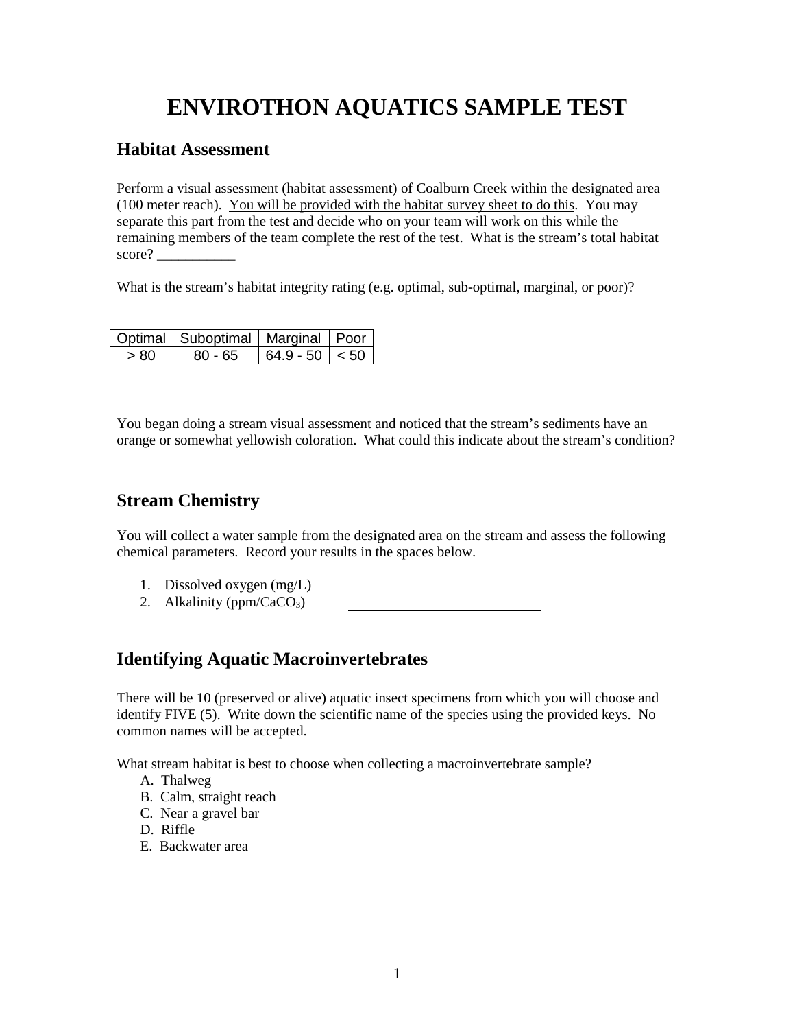# ENVIROTHON AQUATICS SAMPLE TEST

## Habitat Assessment

Perform a visual assessment (habitat assessment) of Coalburn Creek within the designated area (100 meter reach). You will be provided with the habitat survey sheet to do this. You may separate this part from the test and decide who on your team will work on this while the remaining members of the team complete the rest of the test. What is the stream's total habitat score? ___________

What is the stream's habitat integrity rating (e.g. optimal, sub-optimal, marginal, or poor)?

| Optimal | Suboptimal | Marginal | Poor |
|---|---|---|---|
| > 80 | 80 - 65 | 64.9 - 50 | < 50 |

You began doing a stream visual assessment and noticed that the stream's sediments have an orange or somewhat yellowish coloration. What could this indicate about the stream's condition?

## Stream Chemistry

You will collect a water sample from the designated area on the stream and assess the following chemical parameters. Record your results in the spaces below.

1. Dissolved oxygen (mg/L) ___________________________
2. Alkalinity (ppm/$CaCO_3$) ___________________________

## Identifying Aquatic Macroinvertebrates

There will be 10 (preserved or alive) aquatic insect specimens from which you will choose and identify FIVE (5). Write down the scientific name of the species using the provided keys. No common names will be accepted.

What stream habitat is best to choose when collecting a macroinvertebrate sample?

A. Thalweg
B. Calm, straight reach
C. Near a gravel bar
D. Riffle
E. Backwater area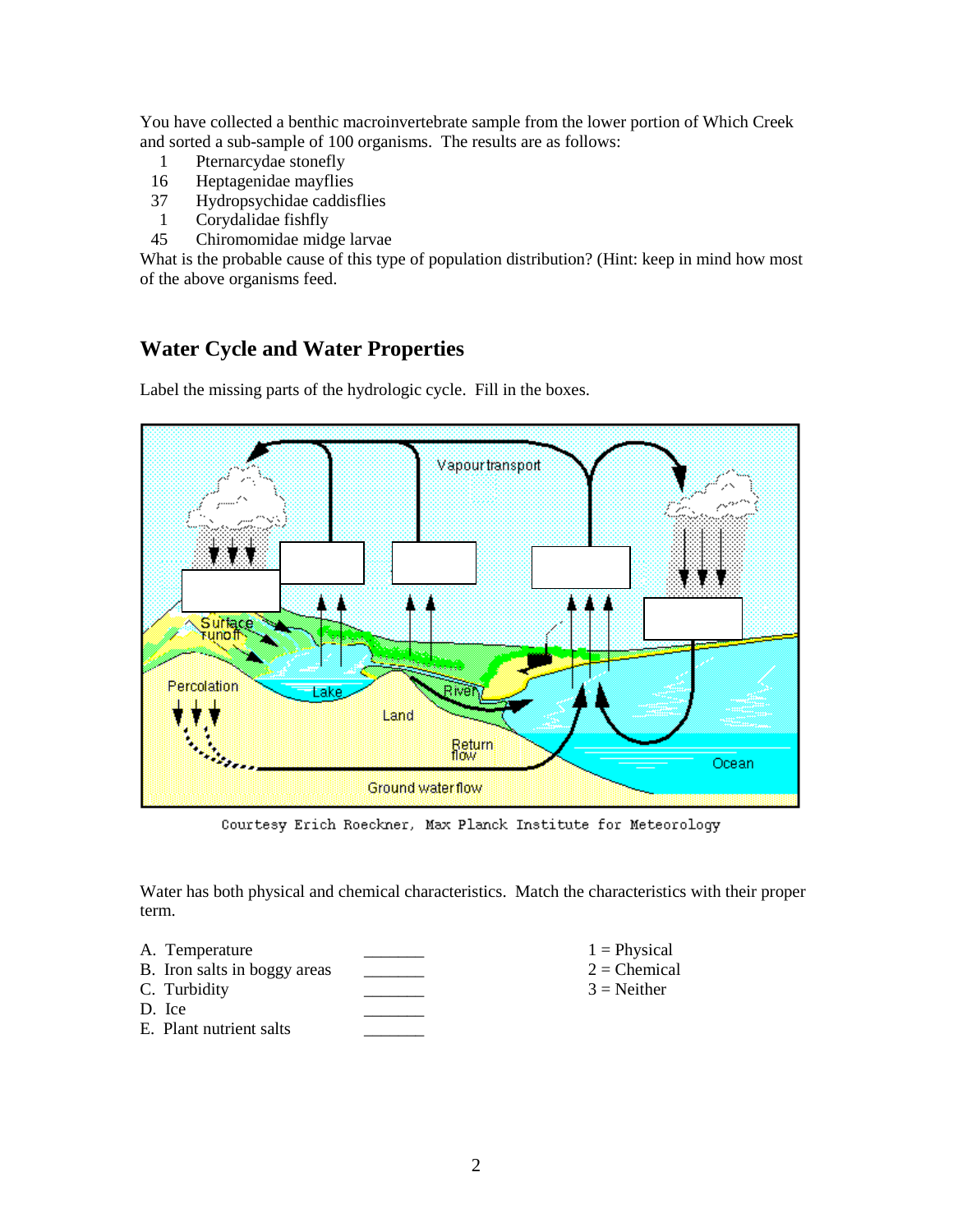You have collected a benthic macroinvertebrate sample from the lower portion of Which Creek and sorted a sub-sample of 100 organisms. The results are as follows:

1 Pternarcydae stonefly
16 Heptagenidae mayflies
37 Hydropsychidae caddisflies
1 Corydalidae fishfly
45 Chiromomidae midge larvae

What is the probable cause of this type of population distribution? (Hint: keep in mind how most of the above organisms feed.)

## Water Cycle and Water Properties

Label the missing parts of the hydrologic cycle. Fill in the boxes.

Vapour transport

Surface runoff

Percolation

Lake

Land

River

Return flow

Ground water flow

Ocean

Courtesy Erich Roeckner, Max Planck Institute for Meteorology

Water has both physical and chemical characteristics. Match the characteristics with their proper term.

A. Temperature _______
B. Iron salts in boggy areas _______
C. Turbidity _______
D. Ice _______
E. Plant nutrient salts _______

1 = Physical
2 = Chemical
3 = Neither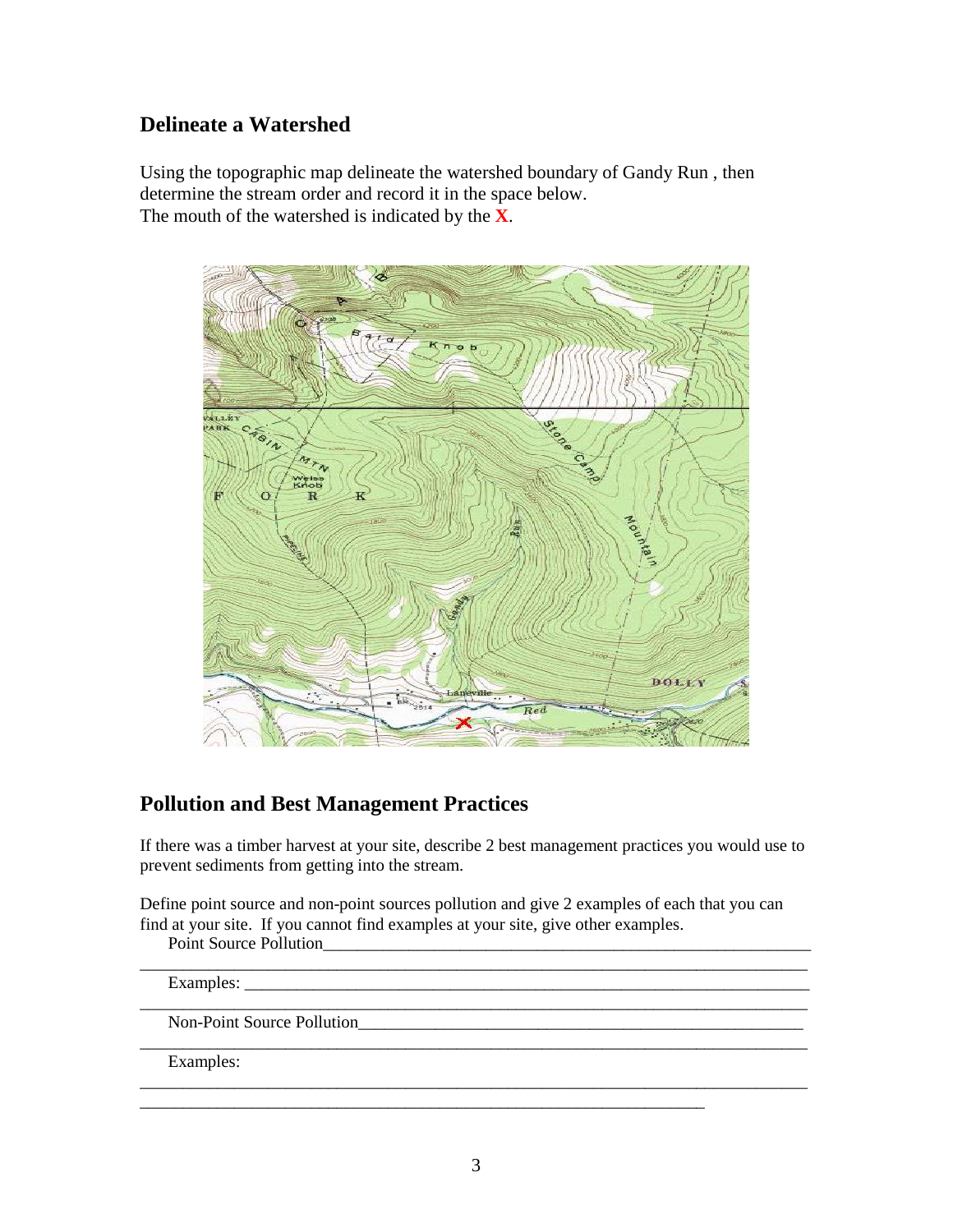## Delineate a Watershed

Using the topographic map delineate the watershed boundary of Gandy Run , then determine the stream order and record it in the space below.
The mouth of the watershed is indicated by the **X**.

## Pollution and Best Management Practices

If there was a timber harvest at your site, describe 2 best management practices you would use to prevent sediments from getting into the stream.

Define point source and non-point sources pollution and give 2 examples of each that you can find at your site. If you cannot find examples at your site, give other examples.

Point Source Pollution_____________________________________________________________

___________________________________________________________________________

Examples: ___________________________________________________________________

___________________________________________________________________________

Non-Point Source Pollution______________________________________________________

___________________________________________________________________________

Examples:

___________________________________________________________________________

_______________________________________________________________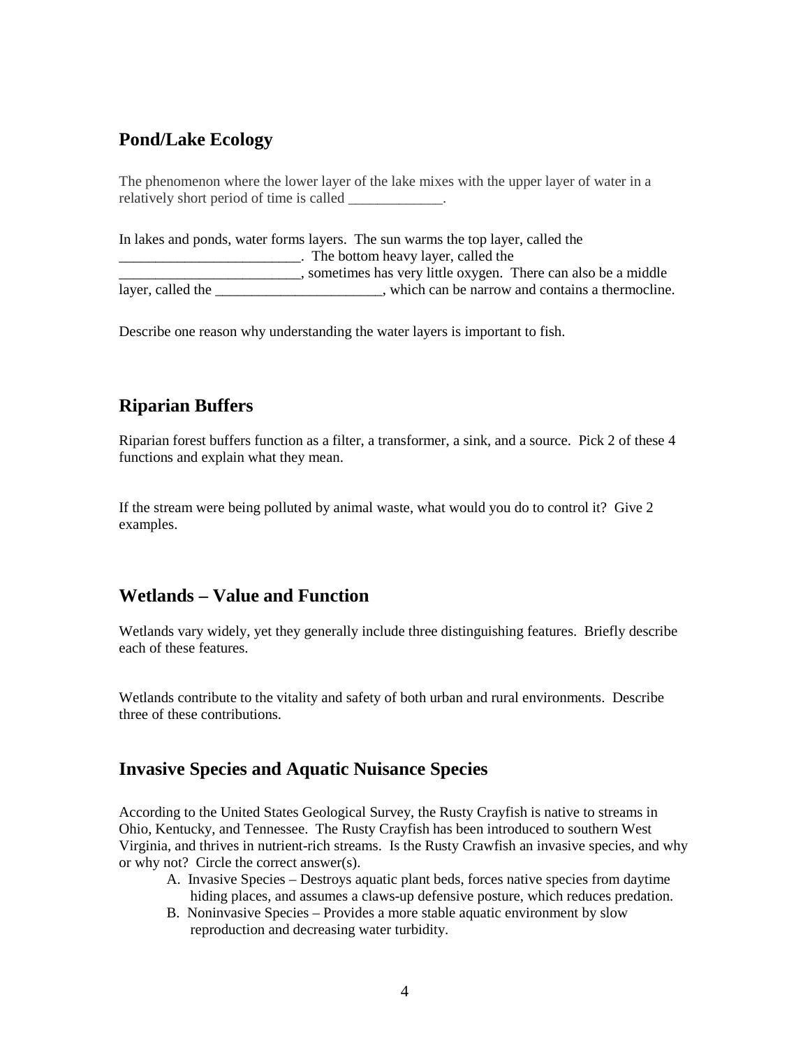## Pond/Lake Ecology

The phenomenon where the lower layer of the lake mixes with the upper layer of water in a relatively short period of time is called _____________.

In lakes and ponds, water forms layers. The sun warms the top layer, called the _________________________. The bottom heavy layer, called the _________________________, sometimes has very little oxygen. There can also be a middle layer, called the _______________________, which can be narrow and contains a thermocline.

Describe one reason why understanding the water layers is important to fish.

## Riparian Buffers

Riparian forest buffers function as a filter, a transformer, a sink, and a source. Pick 2 of these 4 functions and explain what they mean.

If the stream were being polluted by animal waste, what would you do to control it? Give 2 examples.

## Wetlands – Value and Function

Wetlands vary widely, yet they generally include three distinguishing features. Briefly describe each of these features.

Wetlands contribute to the vitality and safety of both urban and rural environments. Describe three of these contributions.

## Invasive Species and Aquatic Nuisance Species

According to the United States Geological Survey, the Rusty Crayfish is native to streams in Ohio, Kentucky, and Tennessee. The Rusty Crayfish has been introduced to southern West Virginia, and thrives in nutrient-rich streams. Is the Rusty Crawfish an invasive species, and why or why not? Circle the correct answer(s).

A. Invasive Species – Destroys aquatic plant beds, forces native species from daytime hiding places, and assumes a claws-up defensive posture, which reduces predation.

B. Noninvasive Species – Provides a more stable aquatic environment by slow reproduction and decreasing water turbidity.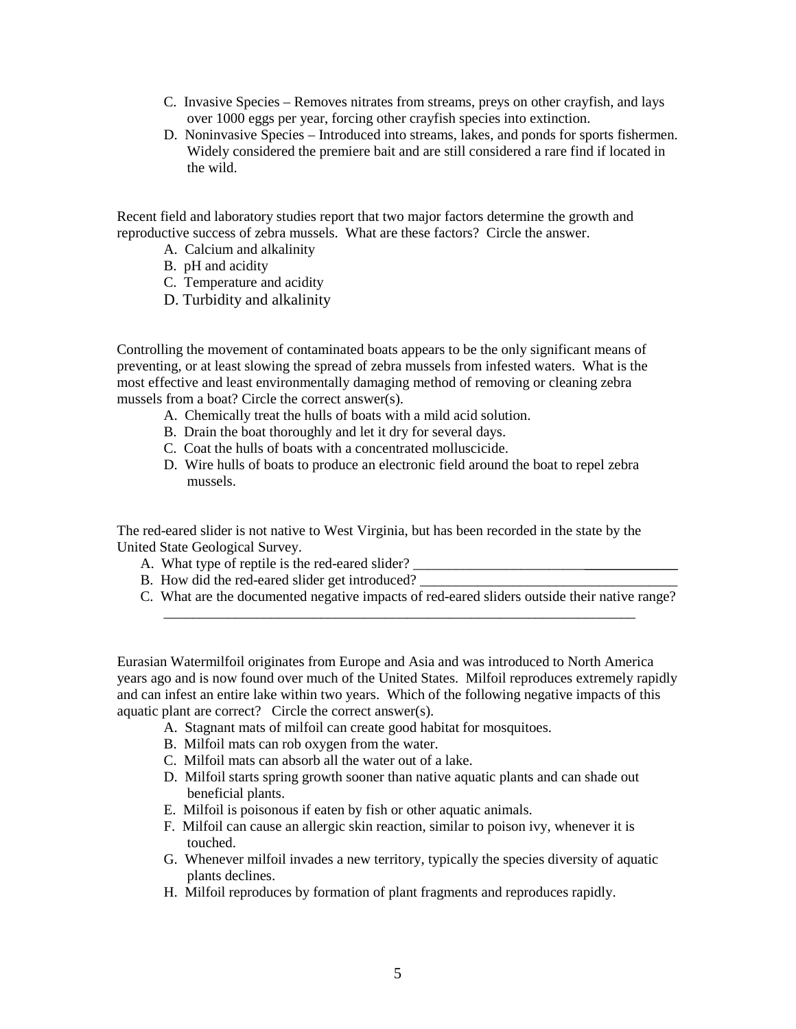C. Invasive Species – Removes nitrates from streams, preys on other crayfish, and lays over 1000 eggs per year, forcing other crayfish species into extinction.
D. Noninvasive Species – Introduced into streams, lakes, and ponds for sports fishermen. Widely considered the premiere bait and are still considered a rare find if located in the wild.

Recent field and laboratory studies report that two major factors determine the growth and reproductive success of zebra mussels. What are these factors? Circle the answer.

A. Calcium and alkalinity
B. pH and acidity
C. Temperature and acidity
D. Turbidity and alkalinity

Controlling the movement of contaminated boats appears to be the only significant means of preventing, or at least slowing the spread of zebra mussels from infested waters. What is the most effective and least environmentally damaging method of removing or cleaning zebra mussels from a boat? Circle the correct answer(s).

A. Chemically treat the hulls of boats with a mild acid solution.
B. Drain the boat thoroughly and let it dry for several days.
C. Coat the hulls of boats with a concentrated molluscicide.
D. Wire hulls of boats to produce an electronic field around the boat to repel zebra mussels.

The red-eared slider is not native to West Virginia, but has been recorded in the state by the United State Geological Survey.

A. What type of reptile is the red-eared slider? ______________________________________
B. How did the red-eared slider get introduced? ______________________________________
C. What are the documented negative impacts of red-eared sliders outside their native range?
______________________________________________________________________

Eurasian Watermilfoil originates from Europe and Asia and was introduced to North America years ago and is now found over much of the United States. Milfoil reproduces extremely rapidly and can infest an entire lake within two years. Which of the following negative impacts of this aquatic plant are correct? Circle the correct answer(s).

A. Stagnant mats of milfoil can create good habitat for mosquitoes.
B. Milfoil mats can rob oxygen from the water.
C. Milfoil mats can absorb all the water out of a lake.
D. Milfoil starts spring growth sooner than native aquatic plants and can shade out beneficial plants.
E. Milfoil is poisonous if eaten by fish or other aquatic animals.
F. Milfoil can cause an allergic skin reaction, similar to poison ivy, whenever it is touched.
G. Whenever milfoil invades a new territory, typically the species diversity of aquatic plants declines.
H. Milfoil reproduces by formation of plant fragments and reproduces rapidly.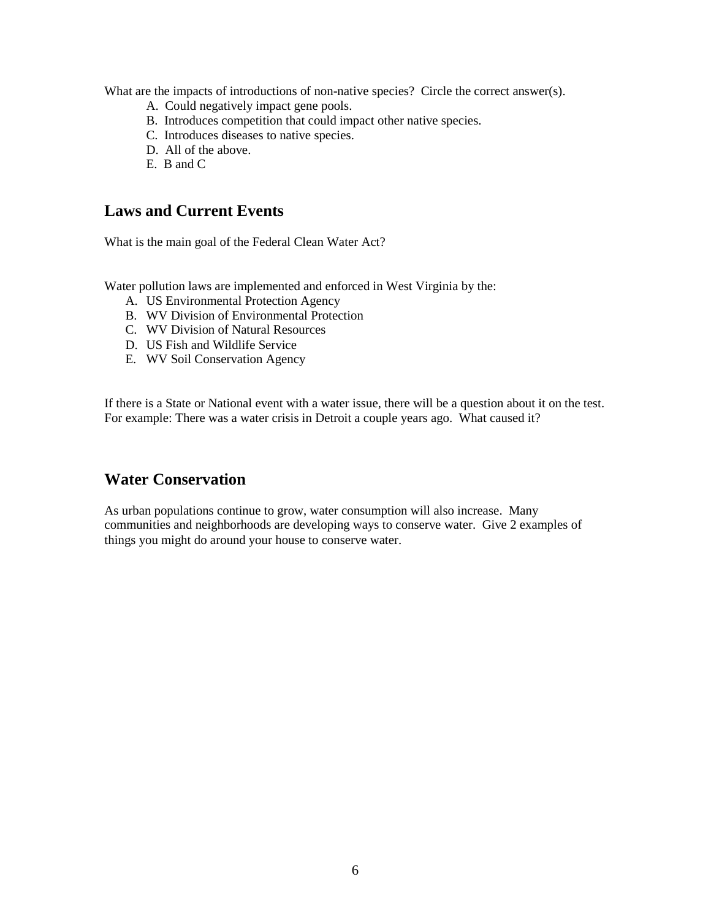What are the impacts of introductions of non-native species? Circle the correct answer(s).

A. Could negatively impact gene pools.
B. Introduces competition that could impact other native species.
C. Introduces diseases to native species.
D. All of the above.
E. B and C

## Laws and Current Events

What is the main goal of the Federal Clean Water Act?

Water pollution laws are implemented and enforced in West Virginia by the:

A. US Environmental Protection Agency
B. WV Division of Environmental Protection
C. WV Division of Natural Resources
D. US Fish and Wildlife Service
E. WV Soil Conservation Agency

If there is a State or National event with a water issue, there will be a question about it on the test. For example: There was a water crisis in Detroit a couple years ago. What caused it?

## Water Conservation

As urban populations continue to grow, water consumption will also increase. Many communities and neighborhoods are developing ways to conserve water. Give 2 examples of things you might do around your house to conserve water.